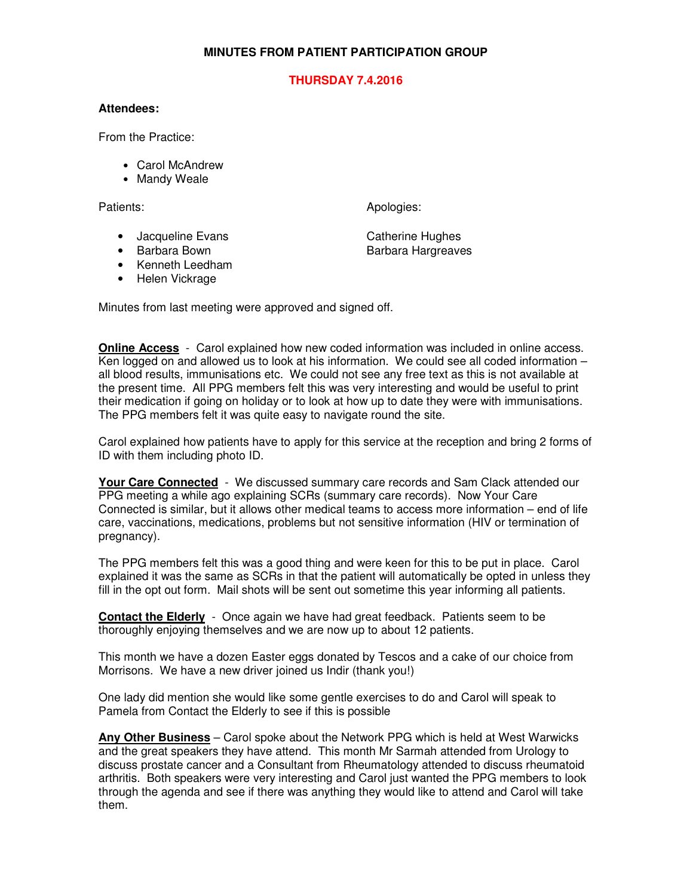# MINUTES FROM PATIENT PARTICIPATION GROUP

## THURSDAY 7.4.2016

**Attendees:**

From the Practice:

- Carol McAndrew
- Mandy Weale

Patients:

- Jacqueline Evans
- Barbara Bown
- Kenneth Leedham
- Helen Vickrage

Apologies:

Catherine Hughes
Barbara Hargreaves

Minutes from last meeting were approved and signed off.

**Online Access** - Carol explained how new coded information was included in online access. Ken logged on and allowed us to look at his information. We could see all coded information – all blood results, immunisations etc. We could not see any free text as this is not available at the present time. All PPG members felt this was very interesting and would be useful to print their medication if going on holiday or to look at how up to date they were with immunisations. The PPG members felt it was quite easy to navigate round the site.

Carol explained how patients have to apply for this service at the reception and bring 2 forms of ID with them including photo ID.

**Your Care Connected** - We discussed summary care records and Sam Clack attended our PPG meeting a while ago explaining SCRs (summary care records). Now Your Care Connected is similar, but it allows other medical teams to access more information – end of life care, vaccinations, medications, problems but not sensitive information (HIV or termination of pregnancy).

The PPG members felt this was a good thing and were keen for this to be put in place. Carol explained it was the same as SCRs in that the patient will automatically be opted in unless they fill in the opt out form. Mail shots will be sent out sometime this year informing all patients.

**Contact the Elderly** - Once again we have had great feedback. Patients seem to be thoroughly enjoying themselves and we are now up to about 12 patients.

This month we have a dozen Easter eggs donated by Tescos and a cake of our choice from Morrisons. We have a new driver joined us Indir (thank you!)

One lady did mention she would like some gentle exercises to do and Carol will speak to Pamela from Contact the Elderly to see if this is possible

**Any Other Business** – Carol spoke about the Network PPG which is held at West Warwicks and the great speakers they have attend. This month Mr Sarmah attended from Urology to discuss prostate cancer and a Consultant from Rheumatology attended to discuss rheumatoid arthritis. Both speakers were very interesting and Carol just wanted the PPG members to look through the agenda and see if there was anything they would like to attend and Carol will take them.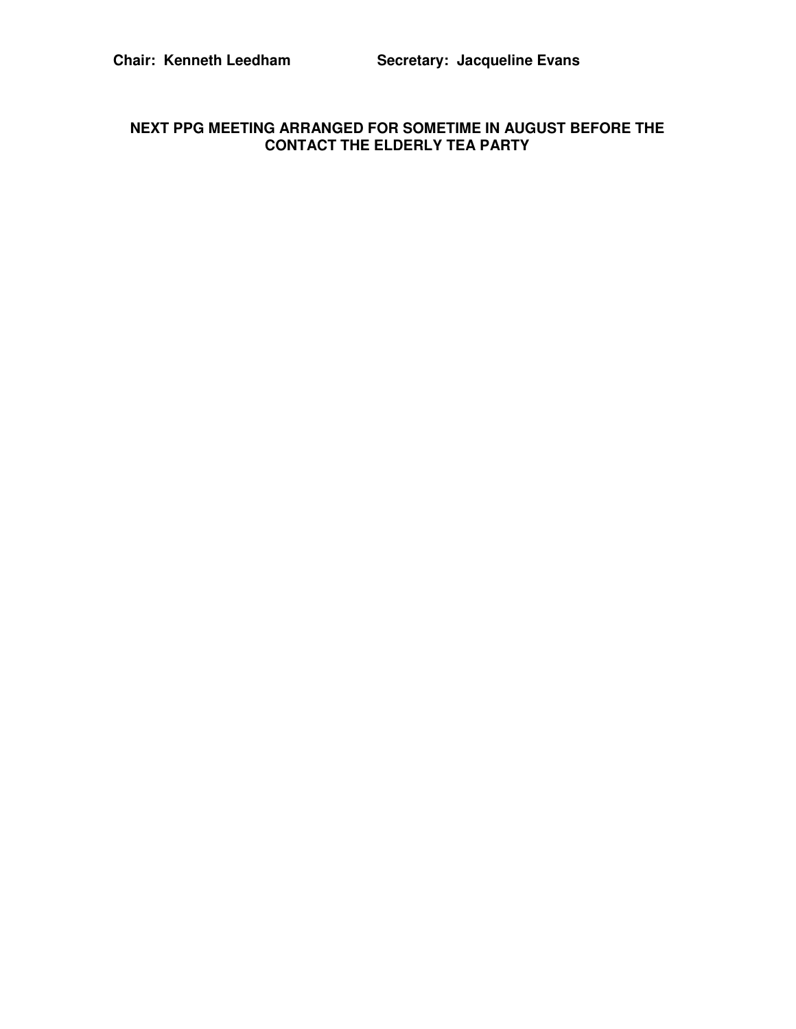**Chair: Kenneth Leedham** **Secretary: Jacqueline Evans**

**NEXT PPG MEETING ARRANGED FOR SOMETIME IN AUGUST BEFORE THE CONTACT THE ELDERLY TEA PARTY**